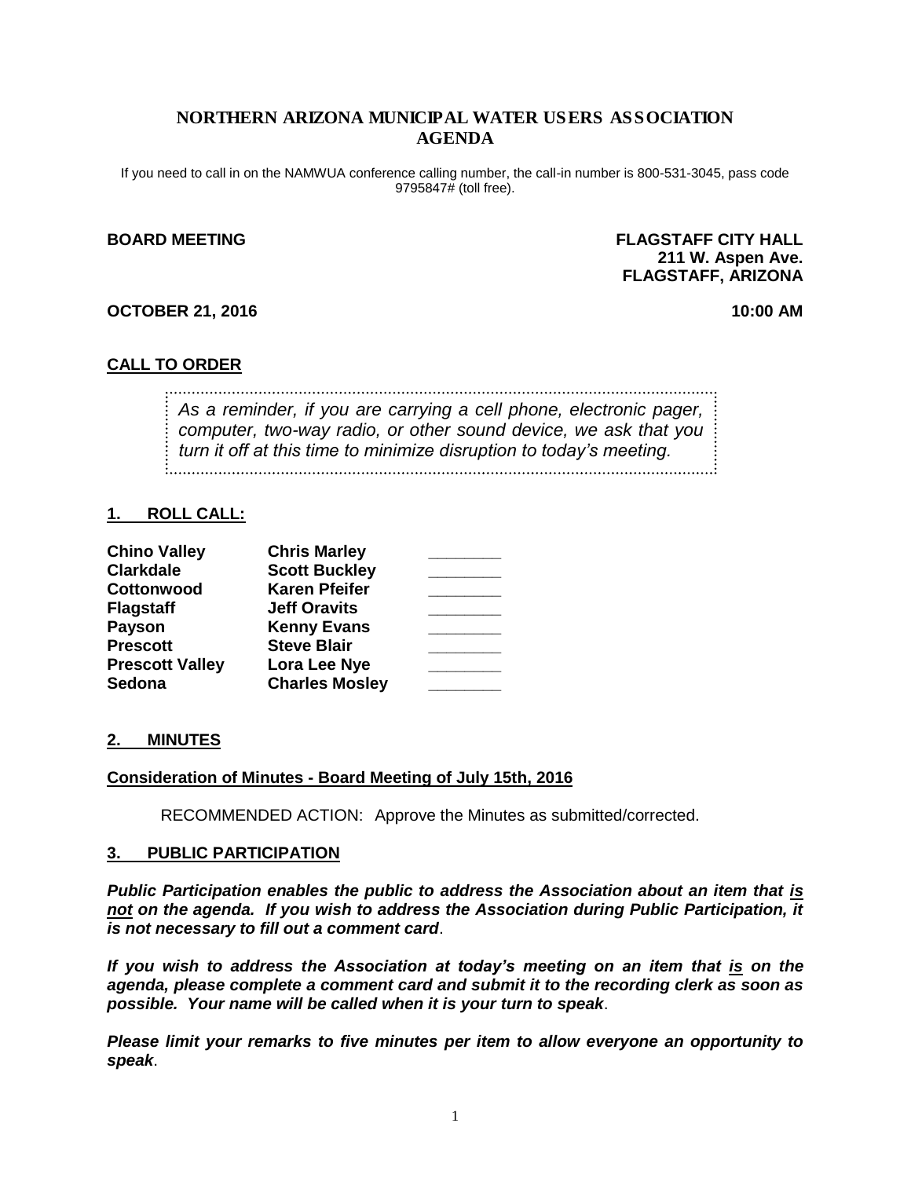# NORTHERN ARIZONA MUNICIPAL WATER USERS ASSOCIATION AGENDA

If you need to call in on the NAMWUA conference calling number, the call-in number is 800-531-3045, pass code 9795847# (toll free).

**BOARD MEETING**

**FLAGSTAFF CITY HALL**
**211 W. Aspen Ave.**
**FLAGSTAFF, ARIZONA**

**OCTOBER 21, 2016**

**10:00 AM**

## CALL TO ORDER

*As a reminder, if you are carrying a cell phone, electronic pager, computer, two-way radio, or other sound device, we ask that you turn it off at this time to minimize disruption to today's meeting.*

## 1. ROLL CALL:

| | | |
|---|---|---|
| **Chino Valley** | **Chris Marley** | ________ |
| **Clarkdale** | **Scott Buckley** | ________ |
| **Cottonwood** | **Karen Pfeifer** | ________ |
| **Flagstaff** | **Jeff Oravits** | ________ |
| **Payson** | **Kenny Evans** | ________ |
| **Prescott** | **Steve Blair** | ________ |
| **Prescott Valley** | **Lora Lee Nye** | ________ |
| **Sedona** | **Charles Mosley** | ________ |

## 2. MINUTES

**Consideration of Minutes - Board Meeting of July 15th, 2016**

RECOMMENDED ACTION: Approve the Minutes as submitted/corrected.

## 3. PUBLIC PARTICIPATION

***Public Participation enables the public to address the Association about an item that is not on the agenda. If you wish to address the Association during Public Participation, it is not necessary to fill out a comment card.***

***If you wish to address the Association at today's meeting on an item that is on the agenda, please complete a comment card and submit it to the recording clerk as soon as possible. Your name will be called when it is your turn to speak.***

***Please limit your remarks to five minutes per item to allow everyone an opportunity to speak.***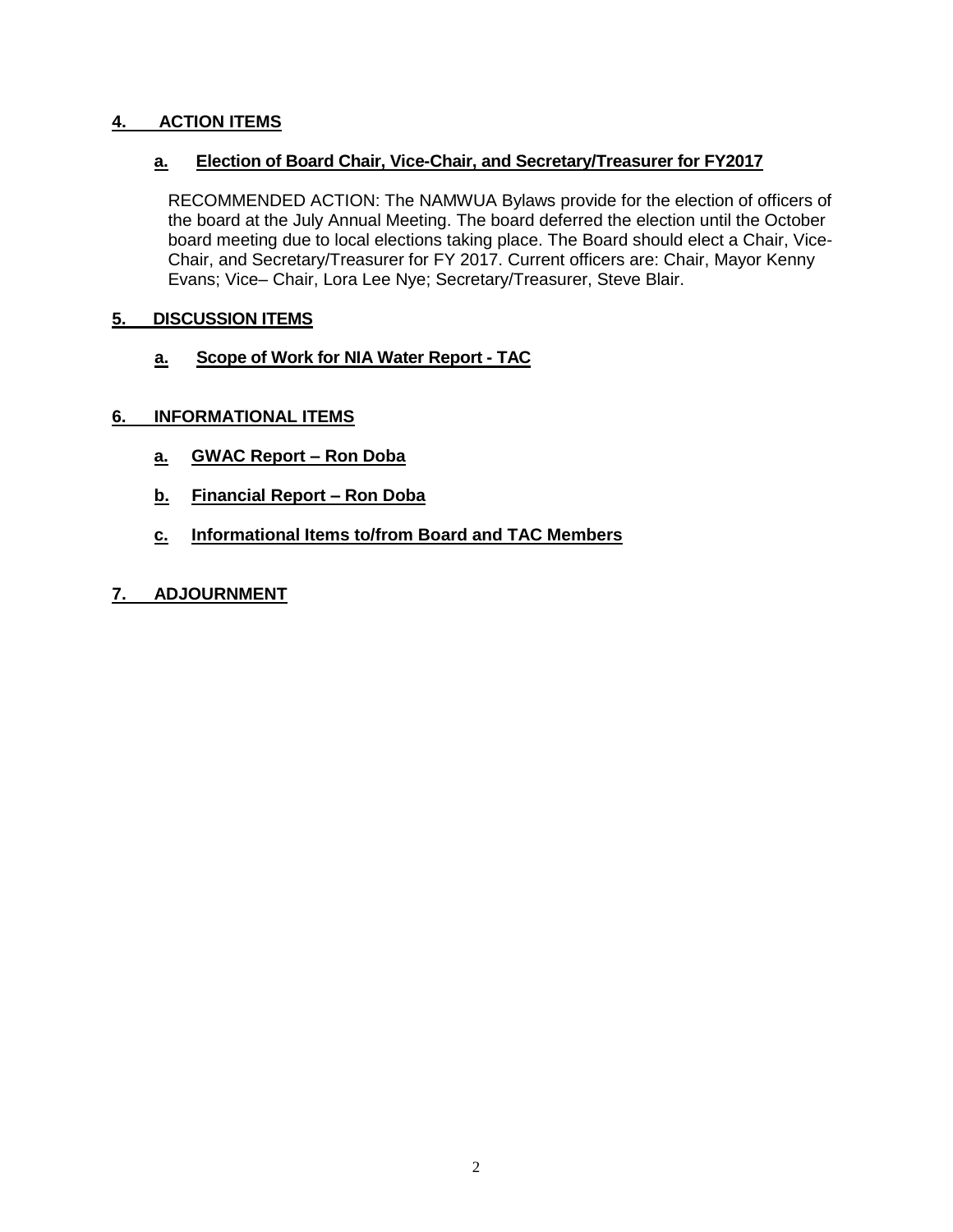## 4. ACTION ITEMS

### a. Election of Board Chair, Vice-Chair, and Secretary/Treasurer for FY2017

RECOMMENDED ACTION: The NAMWUA Bylaws provide for the election of officers of the board at the July Annual Meeting. The board deferred the election until the October board meeting due to local elections taking place. The Board should elect a Chair, Vice-Chair, and Secretary/Treasurer for FY 2017. Current officers are: Chair, Mayor Kenny Evans; Vice– Chair, Lora Lee Nye; Secretary/Treasurer, Steve Blair.

## 5. DISCUSSION ITEMS

### a. Scope of Work for NIA Water Report - TAC

## 6. INFORMATIONAL ITEMS

### a. GWAC Report – Ron Doba

### b. Financial Report – Ron Doba

### c. Informational Items to/from Board and TAC Members

## 7. ADJOURNMENT